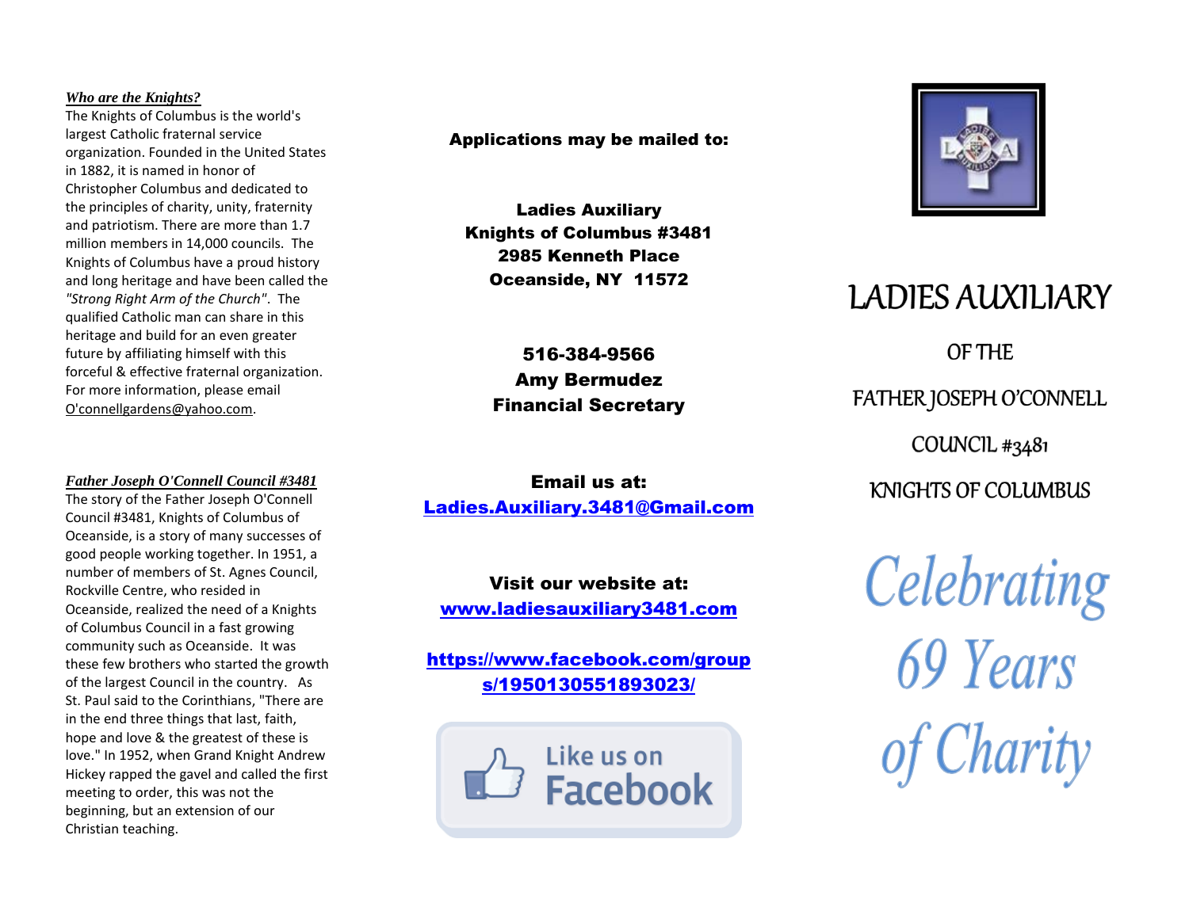***Who are the Knights?***

The Knights of Columbus is the world's largest Catholic fraternal service organization. Founded in the United States in 1882, it is named in honor of Christopher Columbus and dedicated to the principles of charity, unity, fraternity and patriotism. There are more than 1.7 million members in 14,000 councils. The Knights of Columbus have a proud history and long heritage and have been called the *"Strong Right Arm of the Church"*. The qualified Catholic man can share in this heritage and build for an even greater future by affiliating himself with this forceful & effective fraternal organization. For more information, please email O'connellgardens@yahoo.com.

***Father Joseph O'Connell Council #3481***

The story of the Father Joseph O'Connell Council #3481, Knights of Columbus of Oceanside, is a story of many successes of good people working together. In 1951, a number of members of St. Agnes Council, Rockville Centre, who resided in Oceanside, realized the need of a Knights of Columbus Council in a fast growing community such as Oceanside. It was these few brothers who started the growth of the largest Council in the country. As St. Paul said to the Corinthians, "There are in the end three things that last, faith, hope and love & the greatest of these is love." In 1952, when Grand Knight Andrew Hickey rapped the gavel and called the first meeting to order, this was not the beginning, but an extension of our Christian teaching.

**Applications may be mailed to:**

**Ladies Auxiliary**
**Knights of Columbus #3481**
**2985 Kenneth Place**
**Oceanside, NY 11572**

**516-384-9566**
**Amy Bermudez**
**Financial Secretary**

**Email us at:**
**Ladies.Auxiliary.3481@Gmail.com**

**Visit our website at:**
**www.ladiesauxiliary3481.com**

**https://www.facebook.com/groups/1950130551893023/**

Like us on Facebook

# LADIES AUXILIARY

## OF THE

## FATHER JOSEPH O'CONNELL

## COUNCIL #3481

## KNIGHTS OF COLUMBUS

*Celebrating 69 Years of Charity*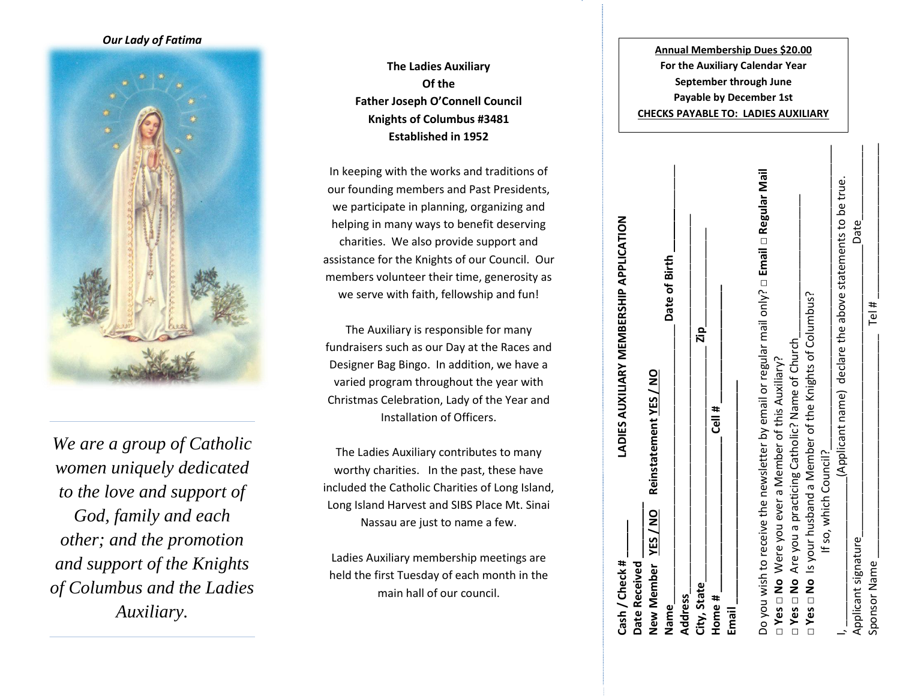*Our Lady of Fatima*

*We are a group of Catholic women uniquely dedicated to the love and support of God, family and each other; and the promotion and support of the Knights of Columbus and the Ladies Auxiliary.*

**The Ladies Auxiliary**
**Of the**
**Father Joseph O'Connell Council**
**Knights of Columbus #3481**
**Established in 1952**

In keeping with the works and traditions of our founding members and Past Presidents, we participate in planning, organizing and helping in many ways to benefit deserving charities. We also provide support and assistance for the Knights of our Council. Our members volunteer their time, generosity as we serve with faith, fellowship and fun!

The Auxiliary is responsible for many fundraisers such as our Day at the Races and Designer Bag Bingo. In addition, we have a varied program throughout the year with Christmas Celebration, Lady of the Year and Installation of Officers.

The Ladies Auxiliary contributes to many worthy charities. In the past, these have included the Catholic Charities of Long Island, Long Island Harvest and SIBS Place Mt. Sinai Nassau are just to name a few.

Ladies Auxiliary membership meetings are held the first Tuesday of each month in the main hall of our council.

**<u>Annual Membership Dues $20.00</u>**
**For the Auxiliary Calendar Year**
**September through June**
**Payable by December 1st**
**<u>CHECKS PAYABLE TO: LADIES AUXILIARY</u>**

**LADIES AUXILIARY MEMBERSHIP APPLICATION**

**Cash / Check #** ______
**Date Received** ______
**New Member <u>YES / NO</u>** **Reinstatement <u>YES / NO</u>**
**Name**______________________ **Date of Birth** ______
**Address**______________________
**City, State**______________ **Zip**__________
**Home #** ______________ **Cell #** __________
**Email** ______________________

Do you wish to receive the newsletter by email or regular mail only? □ **Email** □ **Regular Mail**
□ **Yes** □ **No** Were you ever a Member of this Auxiliary?
□ **Yes** □ **No** Are you a practicing Catholic? Name of Church__________
□ **Yes** □ **No** Is your husband a Member of the Knights of Columbus?
If so, which Council?__________

I, __________(Applicant name) declare the above statements to be true.
Applicant signature______________________ Date__________
Sponsor Name ______________________ Tel # __________